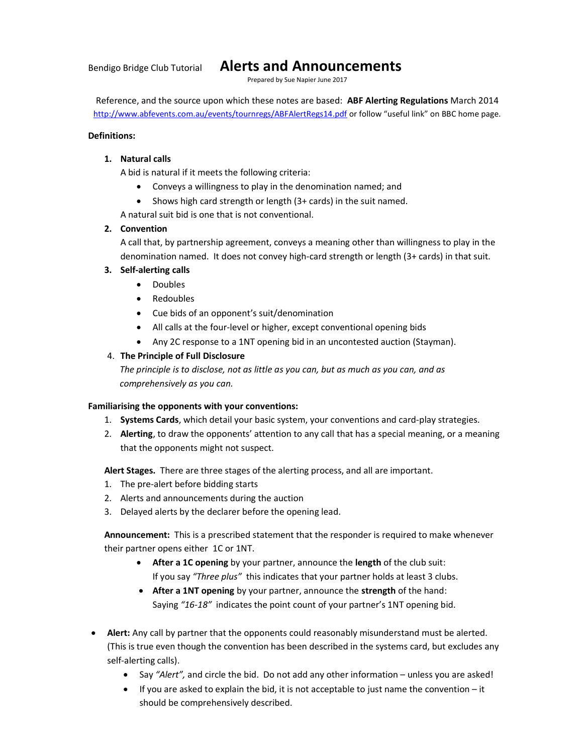Bendigo Bridge Club Tutorial

# Alerts and Announcements

Prepared by Sue Napier June 2017

Reference, and the source upon which these notes are based: **ABF Alerting Regulations** March 2014 http://www.abfevents.com.au/events/tournregs/ABFAlertRegs14.pdf or follow "useful link" on BBC home page.

**Definitions:**

1. **Natural calls**
   A bid is natural if it meets the following criteria:
   - Conveys a willingness to play in the denomination named; and
   - Shows high card strength or length (3+ cards) in the suit named.

   A natural suit bid is one that is not conventional.
2. **Convention**
   A call that, by partnership agreement, conveys a meaning other than willingness to play in the denomination named. It does not convey high-card strength or length (3+ cards) in that suit.
3. **Self-alerting calls**
   - Doubles
   - Redoubles
   - Cue bids of an opponent's suit/denomination
   - All calls at the four-level or higher, except conventional opening bids
   - Any 2C response to a 1NT opening bid in an uncontested auction (Stayman).
4. **The Principle of Full Disclosure**
   *The principle is to disclose, not as little as you can, but as much as you can, and as comprehensively as you can.*

**Familiarising the opponents with your conventions:**

1. **Systems Cards**, which detail your basic system, your conventions and card-play strategies.
2. **Alerting**, to draw the opponents' attention to any call that has a special meaning, or a meaning that the opponents might not suspect.

**Alert Stages.** There are three stages of the alerting process, and all are important.

1. The pre-alert before bidding starts
2. Alerts and announcements during the auction
3. Delayed alerts by the declarer before the opening lead.

**Announcement:** This is a prescribed statement that the responder is required to make whenever their partner opens either 1C or 1NT.

- **After a 1C opening** by your partner, announce the **length** of the club suit:
  If you say *"Three plus"* this indicates that your partner holds at least 3 clubs.
- **After a 1NT opening** by your partner, announce the **strength** of the hand:
  Saying *"16-18"* indicates the point count of your partner's 1NT opening bid.

- **Alert:** Any call by partner that the opponents could reasonably misunderstand must be alerted. (This is true even though the convention has been described in the systems card, but excludes any self-alerting calls).
  - Say *"Alert",* and circle the bid. Do not add any other information – unless you are asked!
  - If you are asked to explain the bid, it is not acceptable to just name the convention – it should be comprehensively described.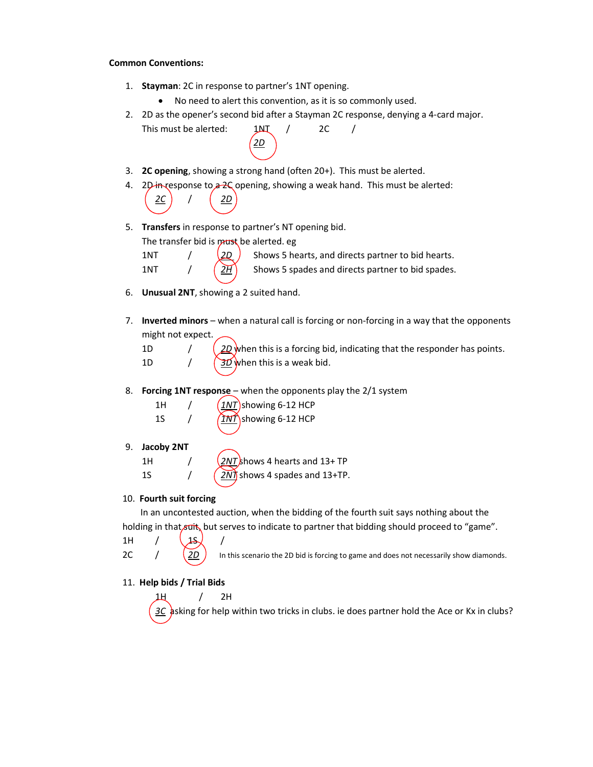**Common Conventions:**

1. **Stayman**: 2C in response to partner's 1NT opening.
   - No need to alert this convention, as it is so commonly used.
2. 2D as the opener's second bid after a Stayman 2C response, denying a 4-card major.
   This must be alerted: 1NT / 2C /
   _2D_
3. **2C opening**, showing a strong hand (often 20+). This must be alerted.
4. 2D in response to a 2C opening, showing a weak hand. This must be alerted:
   _2C_ / _2D_
5. **Transfers** in response to partner's NT opening bid.
   The transfer bid is must be alerted. eg
   1NT / _2D_ Shows 5 hearts, and directs partner to bid hearts.
   1NT / _2H_ Shows 5 spades and directs partner to bid spades.
6. **Unusual 2NT**, showing a 2 suited hand.
7. **Inverted minors** – when a natural call is forcing or non-forcing in a way that the opponents might not expect.
   1D / _2D_ when this is a forcing bid, indicating that the responder has points.
   1D / _3D_ when this is a weak bid.
8. **Forcing 1NT response** – when the opponents play the 2/1 system
   1H / _1NT_ showing 6-12 HCP
   1S / _1NT_ showing 6-12 HCP
9. **Jacoby 2NT**
   1H / _2NT_ shows 4 hearts and 13+ TP
   1S / _2NT_ shows 4 spades and 13+TP.
10. **Fourth suit forcing**
    In an uncontested auction, when the bidding of the fourth suit says nothing about the holding in that suit, but serves to indicate to partner that bidding should proceed to "game".
    1H / _1S_ /
    2C / _2D_ In this scenario the 2D bid is forcing to game and does not necessarily show diamonds.
11. **Help bids / Trial Bids**
    1H / 2H
    _3C_ asking for help within two tricks in clubs. ie does partner hold the Ace or Kx in clubs?